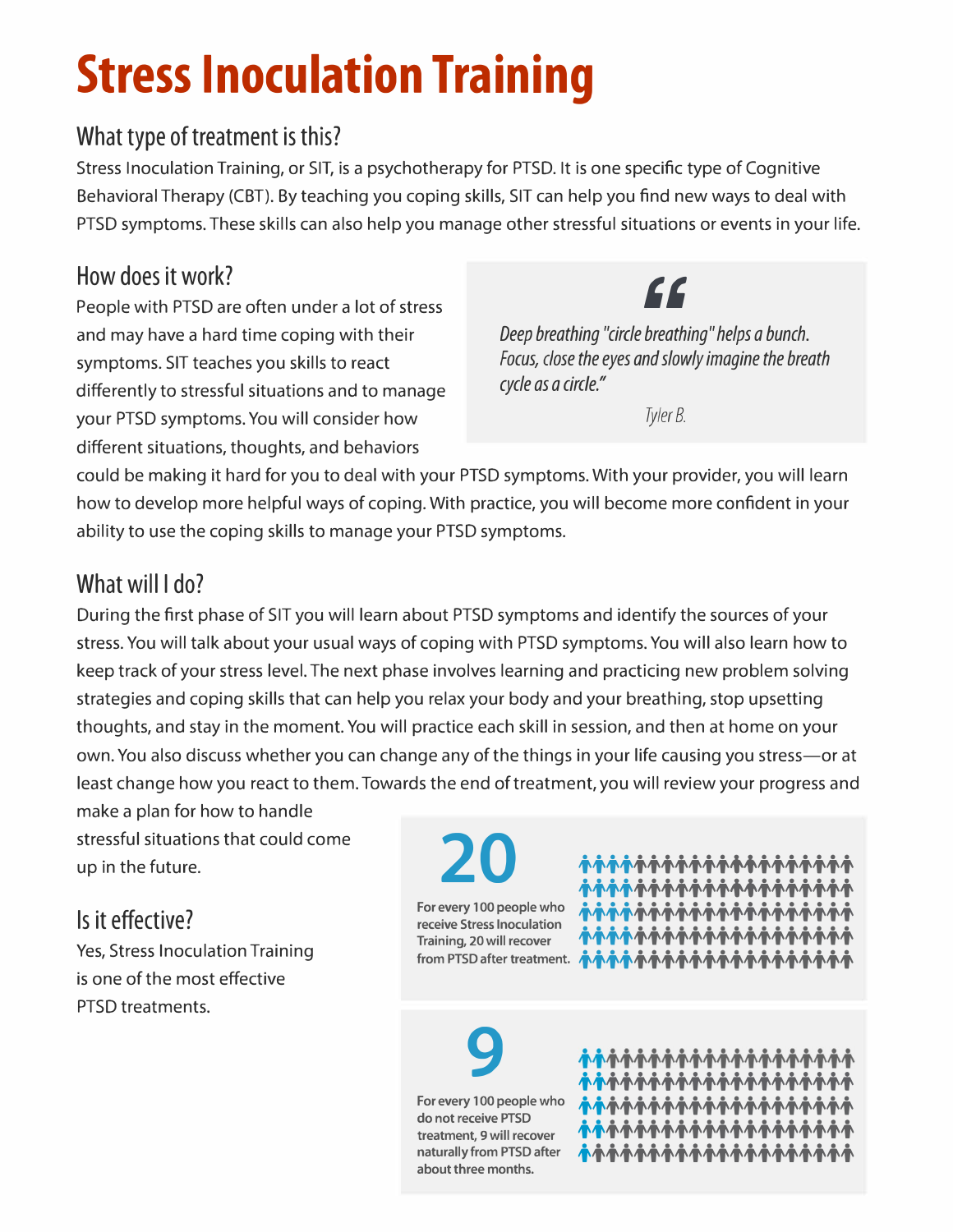# Stress Inoculation Training

## What type of treatment is this?

Stress Inoculation Training, or SIT, is a psychotherapy for PTSD. It is one specific type of Cognitive Behavioral Therapy (CBT). By teaching you coping skills, SIT can help you find new ways to deal with PTSD symptoms. These skills can also help you manage other stressful situations or events in your life.

## How does it work?

People with PTSD are often under a lot of stress and may have a hard time coping with their symptoms. SIT teaches you skills to react differently to stressful situations and to manage your PTSD symptoms. You will consider how different situations, thoughts, and behaviors could be making it hard for you to deal with your PTSD symptoms. With your provider, you will learn how to develop more helpful ways of coping. With practice, you will become more confident in your ability to use the coping skills to manage your PTSD symptoms.

> *Deep breathing "circle breathing" helps a bunch. Focus, close the eyes and slowly imagine the breath cycle as a circle."*
>
> *Tyler B.*

## What will I do?

During the first phase of SIT you will learn about PTSD symptoms and identify the sources of your stress. You will talk about your usual ways of coping with PTSD symptoms. You will also learn how to keep track of your stress level. The next phase involves learning and practicing new problem solving strategies and coping skills that can help you relax your body and your breathing, stop upsetting thoughts, and stay in the moment. You will practice each skill in session, and then at home on your own. You also discuss whether you can change any of the things in your life causing you stress—or at least change how you react to them. Towards the end of treatment, you will review your progress and make a plan for how to handle stressful situations that could come up in the future.

## Is it effective?

Yes, Stress Inoculation Training is one of the most effective PTSD treatments.

**20**

For every 100 people who receive Stress Inoculation Training, 20 will recover from PTSD after treatment.

**9**

For every 100 people who do not receive PTSD treatment, 9 will recover naturally from PTSD after about three months.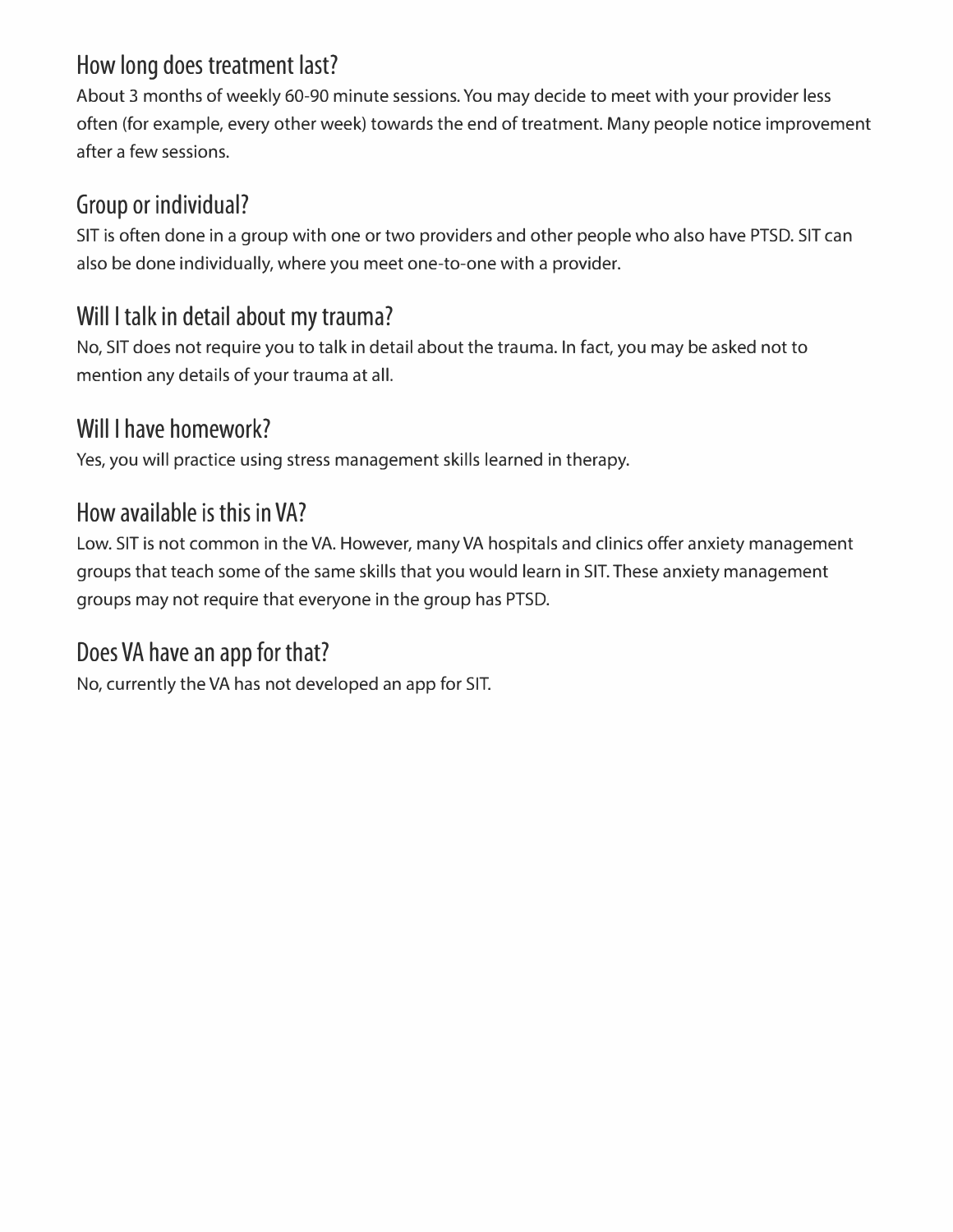## How long does treatment last?

About 3 months of weekly 60-90 minute sessions. You may decide to meet with your provider less often (for example, every other week) towards the end of treatment. Many people notice improvement after a few sessions.

## Group or individual?

SIT is often done in a group with one or two providers and other people who also have PTSD. SIT can also be done individually, where you meet one-to-one with a provider.

## Will I talk in detail about my trauma?

No, SIT does not require you to talk in detail about the trauma. In fact, you may be asked not to mention any details of your trauma at all.

## Will I have homework?

Yes, you will practice using stress management skills learned in therapy.

## How available is this in VA?

Low. SIT is not common in the VA. However, many VA hospitals and clinics offer anxiety management groups that teach some of the same skills that you would learn in SIT. These anxiety management groups may not require that everyone in the group has PTSD.

## Does VA have an app for that?

No, currently the VA has not developed an app for SIT.